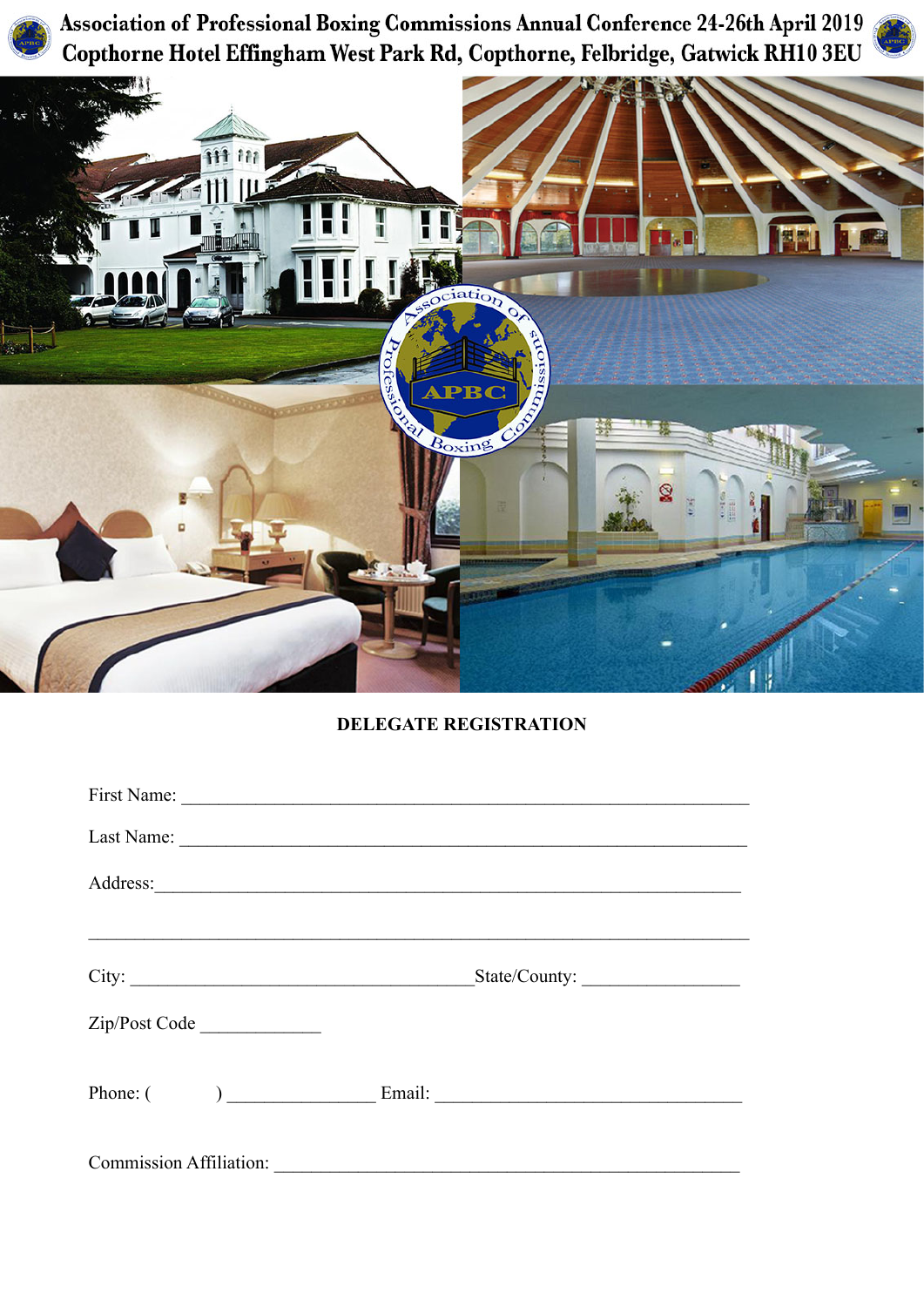# Association of Professional Boxing Commissions Annual Conference 24-26th April 2019

## Copthorne Hotel Effingham West Park Rd, Copthorne, Felbridge, Gatwick RH10 3EU

**DELEGATE REGISTRATION**

First Name: ____________________________________________________________

Last Name: ____________________________________________________________

Address: ______________________________________________________________

______________________________________________________________________

City: ____________________________________ State/County: ________________

Zip/Post Code ____________

Phone: (          ) _______________ Email: ________________________________

Commission Affiliation: __________________________________________________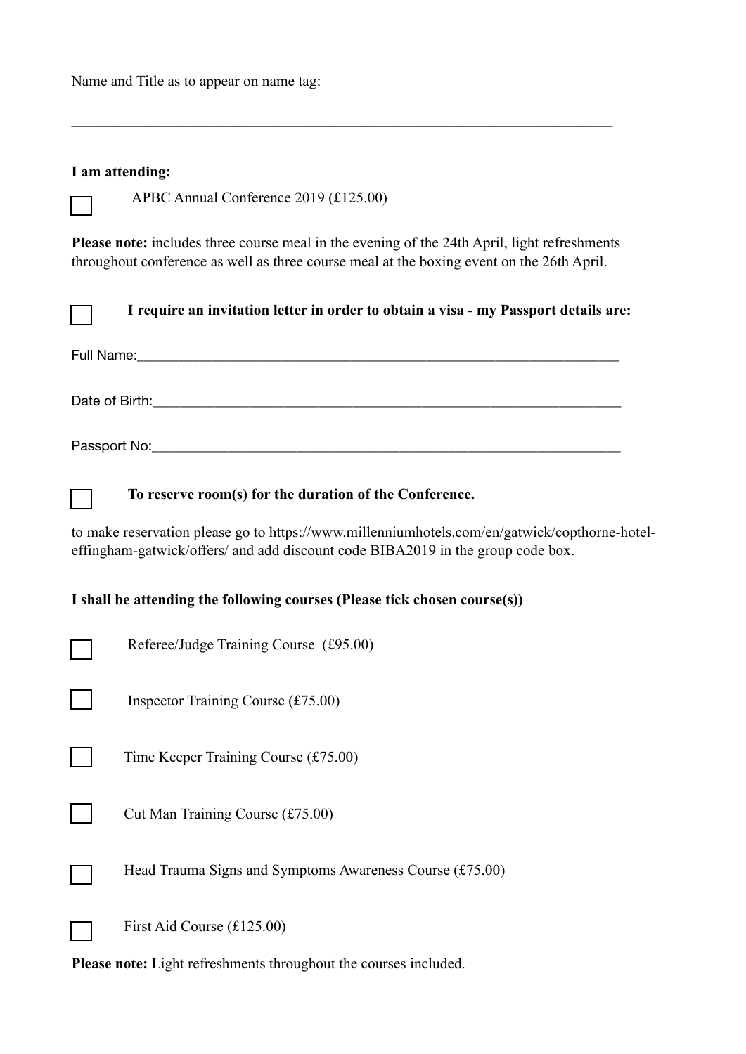Name and Title as to appear on name tag:

\_\_\_\_\_\_\_\_\_\_\_\_\_\_\_\_\_\_\_\_\_\_\_\_\_\_\_\_\_\_\_\_\_\_\_\_\_\_\_\_\_\_\_\_\_\_\_\_\_\_\_\_\_\_\_\_\_\_\_\_\_\_\_\_\_\_\_\_\_\_\_\_

**I am attending:**

☐ APBC Annual Conference 2019 (£125.00)

**Please note:** includes three course meal in the evening of the 24th April, light refreshments throughout conference as well as three course meal at the boxing event on the 26th April.

☐ **I require an invitation letter in order to obtain a visa - my Passport details are:**

Full Name:\_\_\_\_\_\_\_\_\_\_\_\_\_\_\_\_\_\_\_\_\_\_\_\_\_\_\_\_\_\_\_\_\_\_\_\_\_\_\_\_\_\_\_\_\_\_\_\_\_\_\_\_\_\_\_\_\_\_\_\_

Date of Birth:\_\_\_\_\_\_\_\_\_\_\_\_\_\_\_\_\_\_\_\_\_\_\_\_\_\_\_\_\_\_\_\_\_\_\_\_\_\_\_\_\_\_\_\_\_\_\_\_\_\_\_\_\_\_\_\_\_\_

Passport No:\_\_\_\_\_\_\_\_\_\_\_\_\_\_\_\_\_\_\_\_\_\_\_\_\_\_\_\_\_\_\_\_\_\_\_\_\_\_\_\_\_\_\_\_\_\_\_\_\_\_\_\_\_\_\_\_\_\_\_

☐ **To reserve room(s) for the duration of the Conference.**

to make reservation please go to https://www.millenniumhotels.com/en/gatwick/copthorne-hotel-effingham-gatwick/offers/ and add discount code BIBA2019 in the group code box.

**I shall be attending the following courses (Please tick chosen course(s))**

☐ Referee/Judge Training Course (£95.00)

☐ Inspector Training Course (£75.00)

☐ Time Keeper Training Course (£75.00)

☐ Cut Man Training Course (£75.00)

☐ Head Trauma Signs and Symptoms Awareness Course (£75.00)

☐ First Aid Course (£125.00)

**Please note:** Light refreshments throughout the courses included.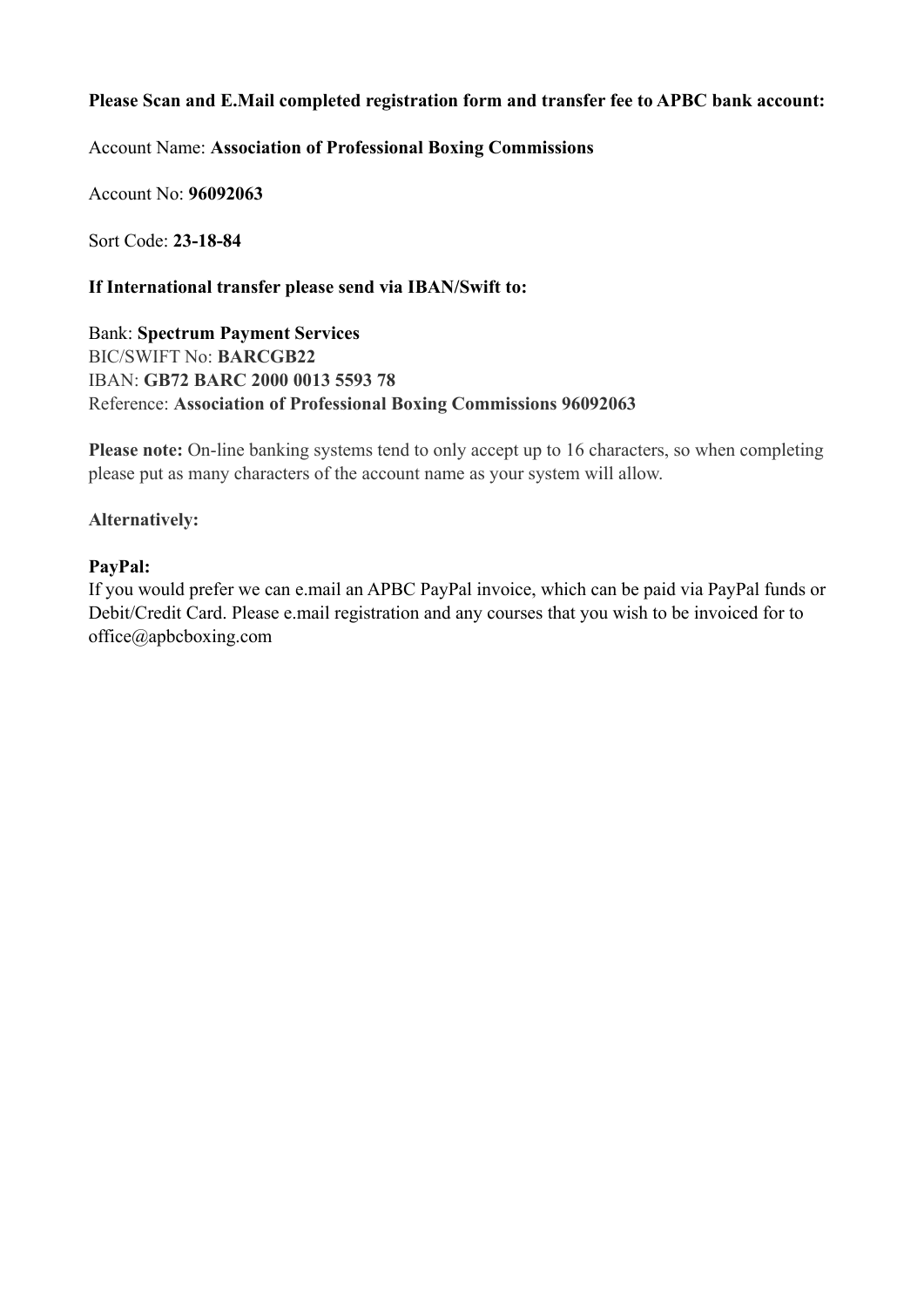**Please Scan and E.Mail completed registration form and transfer fee to APBC bank account:**

Account Name: **Association of Professional Boxing Commissions**

Account No: **96092063**

Sort Code: **23-18-84**

**If International transfer please send via IBAN/Swift to:**

Bank: **Spectrum Payment Services**
BIC/SWIFT No: **BARCGB22**
IBAN: **GB72 BARC 2000 0013 5593 78**
Reference: **Association of Professional Boxing Commissions 96092063**

**Please note:** On-line banking systems tend to only accept up to 16 characters, so when completing please put as many characters of the account name as your system will allow.

**Alternatively:**

**PayPal:**
If you would prefer we can e.mail an APBC PayPal invoice, which can be paid via PayPal funds or Debit/Credit Card. Please e.mail registration and any courses that you wish to be invoiced for to office@apbcboxing.com